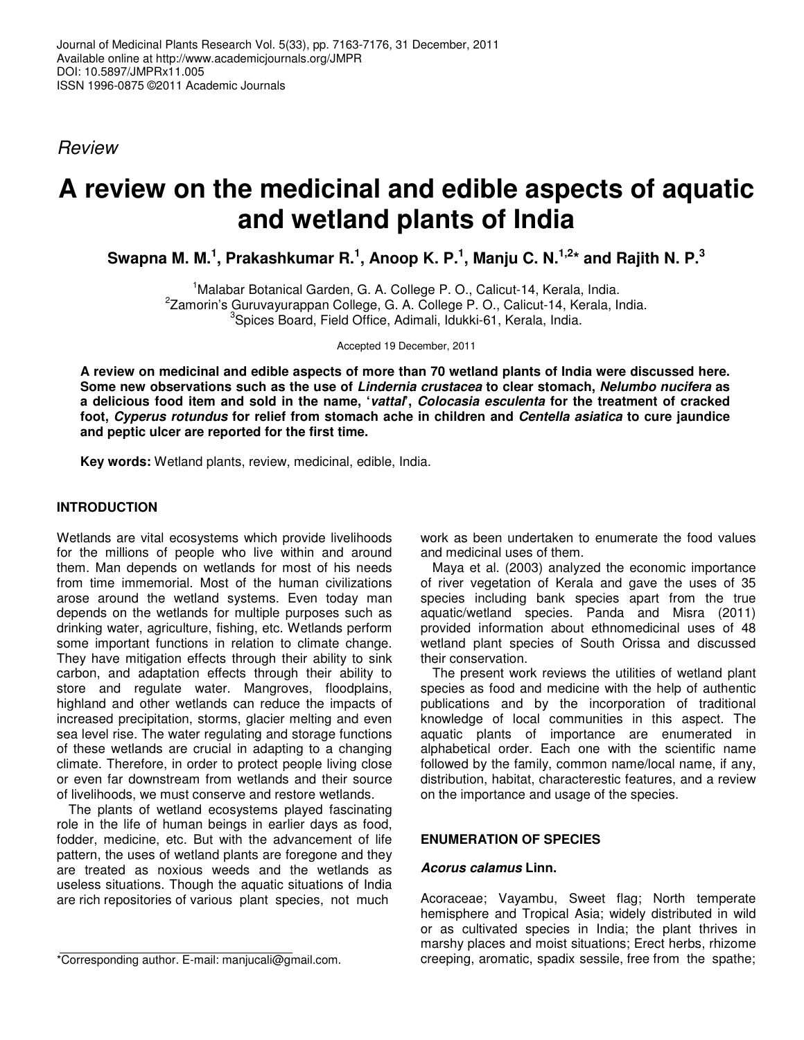Journal of Medicinal Plants Research Vol. 5(33), pp. 7163-7176, 31 December, 2011
Available online at http://www.academicjournals.org/JMPR
DOI: 10.5897/JMPRx11.005
ISSN 1996-0875 ©2011 Academic Journals

*Review*

# A review on the medicinal and edible aspects of aquatic and wetland plants of India

**Swapna M. M.[1], Prakashkumar R.[1], Anoop K. P.[1], Manju C. N.[1,2]* and Rajith N. P.[3]**

[1]Malabar Botanical Garden, G. A. College P. O., Calicut-14, Kerala, India.
[2]Zamorin's Guruvayurappan College, G. A. College P. O., Calicut-14, Kerala, India.
[3]Spices Board, Field Office, Adimali, Idukki-61, Kerala, India.

Accepted 19 December, 2011

**A review on medicinal and edible aspects of more than 70 wetland plants of India were discussed here. Some new observations such as the use of *Lindernia crustacea* to clear stomach, *Nelumbo nucifera* as a delicious food item and sold in the name, '*vattal*', *Colocasia esculenta* for the treatment of cracked foot, *Cyperus rotundus* for relief from stomach ache in children and *Centella asiatica* to cure jaundice and peptic ulcer are reported for the first time.**

**Key words:** Wetland plants, review, medicinal, edible, India.

## INTRODUCTION

Wetlands are vital ecosystems which provide livelihoods for the millions of people who live within and around them. Man depends on wetlands for most of his needs from time immemorial. Most of the human civilizations arose around the wetland systems. Even today man depends on the wetlands for multiple purposes such as drinking water, agriculture, fishing, etc. Wetlands perform some important functions in relation to climate change. They have mitigation effects through their ability to sink carbon, and adaptation effects through their ability to store and regulate water. Mangroves, floodplains, highland and other wetlands can reduce the impacts of increased precipitation, storms, glacier melting and even sea level rise. The water regulating and storage functions of these wetlands are crucial in adapting to a changing climate. Therefore, in order to protect people living close or even far downstream from wetlands and their source of livelihoods, we must conserve and restore wetlands.

The plants of wetland ecosystems played fascinating role in the life of human beings in earlier days as food, fodder, medicine, etc. But with the advancement of life pattern, the uses of wetland plants are foregone and they are treated as noxious weeds and the wetlands as useless situations. Though the aquatic situations of India are rich repositories of various plant species, not much work as been undertaken to enumerate the food values and medicinal uses of them.

Maya et al. (2003) analyzed the economic importance of river vegetation of Kerala and gave the uses of 35 species including bank species apart from the true aquatic/wetland species. Panda and Misra (2011) provided information about ethnomedicinal uses of 48 wetland plant species of South Orissa and discussed their conservation.

The present work reviews the utilities of wetland plant species as food and medicine with the help of authentic publications and by the incorporation of traditional knowledge of local communities in this aspect. The aquatic plants of importance are enumerated in alphabetical order. Each one with the scientific name followed by the family, common name/local name, if any, distribution, habitat, characterestic features, and a review on the importance and usage of the species.

## ENUMERATION OF SPECIES

### *Acorus calamus* Linn.

Acoraceae; Vayambu, Sweet flag; North temperate hemisphere and Tropical Asia; widely distributed in wild or as cultivated species in India; the plant thrives in marshy places and moist situations; Erect herbs, rhizome creeping, aromatic, spadix sessile, free from the spathe;

*Corresponding author. E-mail: manjucali@gmail.com.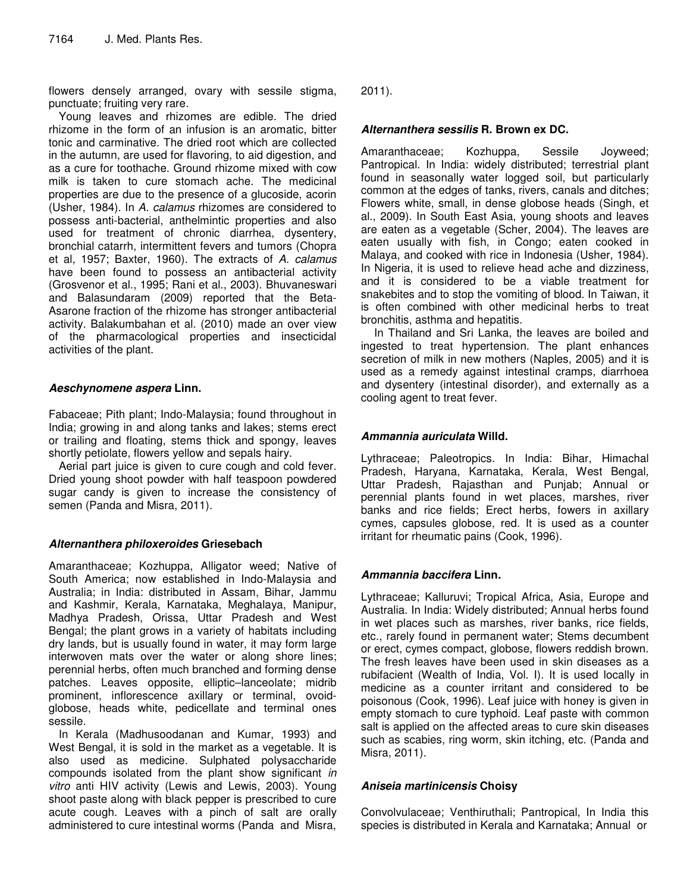flowers densely arranged, ovary with sessile stigma, punctuate; fruiting very rare.

Young leaves and rhizomes are edible. The dried rhizome in the form of an infusion is an aromatic, bitter tonic and carminative. The dried root which are collected in the autumn, are used for flavoring, to aid digestion, and as a cure for toothache. Ground rhizome mixed with cow milk is taken to cure stomach ache. The medicinal properties are due to the presence of a glucoside, acorin (Usher, 1984). In *A. calamus* rhizomes are considered to possess anti-bacterial, anthelmintic properties and also used for treatment of chronic diarrhea, dysentery, bronchial catarrh, intermittent fevers and tumors (Chopra et al, 1957; Baxter, 1960). The extracts of *A. calamus* have been found to possess an antibacterial activity (Grosvenor et al., 1995; Rani et al., 2003). Bhuvaneswari and Balasundaram (2009) reported that the Beta-Asarone fraction of the rhizome has stronger antibacterial activity. Balakumbahan et al. (2010) made an over view of the pharmacological properties and insecticidal activities of the plant.

### *Aeschynomene aspera* Linn.

Fabaceae; Pith plant; Indo-Malaysia; found throughout in India; growing in and along tanks and lakes; stems erect or trailing and floating, stems thick and spongy, leaves shortly petiolate, flowers yellow and sepals hairy.

Aerial part juice is given to cure cough and cold fever. Dried young shoot powder with half teaspoon powdered sugar candy is given to increase the consistency of semen (Panda and Misra, 2011).

### *Alternanthera philoxeroides* Griesebach

Amaranthaceae; Kozhuppa, Alligator weed; Native of South America; now established in Indo-Malaysia and Australia; in India: distributed in Assam, Bihar, Jammu and Kashmir, Kerala, Karnataka, Meghalaya, Manipur, Madhya Pradesh, Orissa, Uttar Pradesh and West Bengal; the plant grows in a variety of habitats including dry lands, but is usually found in water, it may form large interwoven mats over the water or along shore lines; perennial herbs, often much branched and forming dense patches. Leaves opposite, elliptic–lanceolate; midrib prominent, inflorescence axillary or terminal, ovoid-globose, heads white, pedicellate and terminal ones sessile.

In Kerala (Madhusoodanan and Kumar, 1993) and West Bengal, it is sold in the market as a vegetable. It is also used as medicine. Sulphated polysaccharide compounds isolated from the plant show significant *in vitro* anti HIV activity (Lewis and Lewis, 2003). Young shoot paste along with black pepper is prescribed to cure acute cough. Leaves with a pinch of salt are orally administered to cure intestinal worms (Panda and Misra, 2011).

### *Alternanthera sessilis* R. Brown ex DC.

Amaranthaceae; Kozhuppa, Sessile Joyweed; Pantropical. In India: widely distributed; terrestrial plant found in seasonally water logged soil, but particularly common at the edges of tanks, rivers, canals and ditches; Flowers white, small, in dense globose heads (Singh, et al., 2009). In South East Asia, young shoots and leaves are eaten as a vegetable (Scher, 2004). The leaves are eaten usually with fish, in Congo; eaten cooked in Malaya, and cooked with rice in Indonesia (Usher, 1984). In Nigeria, it is used to relieve head ache and dizziness, and it is considered to be a viable treatment for snakebites and to stop the vomiting of blood. In Taiwan, it is often combined with other medicinal herbs to treat bronchitis, asthma and hepatitis.

In Thailand and Sri Lanka, the leaves are boiled and ingested to treat hypertension. The plant enhances secretion of milk in new mothers (Naples, 2005) and it is used as a remedy against intestinal cramps, diarrhoea and dysentery (intestinal disorder), and externally as a cooling agent to treat fever.

### *Ammannia auriculata* Willd.

Lythraceae; Paleotropics. In India: Bihar, Himachal Pradesh, Haryana, Karnataka, Kerala, West Bengal, Uttar Pradesh, Rajasthan and Punjab; Annual or perennial plants found in wet places, marshes, river banks and rice fields; Erect herbs, fowers in axillary cymes, capsules globose, red. It is used as a counter irritant for rheumatic pains (Cook, 1996).

### *Ammannia baccifera* Linn.

Lythraceae; Kalluruvi; Tropical Africa, Asia, Europe and Australia. In India: Widely distributed; Annual herbs found in wet places such as marshes, river banks, rice fields, etc., rarely found in permanent water; Stems decumbent or erect, cymes compact, globose, flowers reddish brown. The fresh leaves have been used in skin diseases as a rubifacient (Wealth of India, Vol. I). It is used locally in medicine as a counter irritant and considered to be poisonous (Cook, 1996). Leaf juice with honey is given in empty stomach to cure typhoid. Leaf paste with common salt is applied on the affected areas to cure skin diseases such as scabies, ring worm, skin itching, etc. (Panda and Misra, 2011).

### *Aniseia martinicensis* Choisy

Convolvulaceae; Venthiruthali; Pantropical, In India this species is distributed in Kerala and Karnataka; Annual or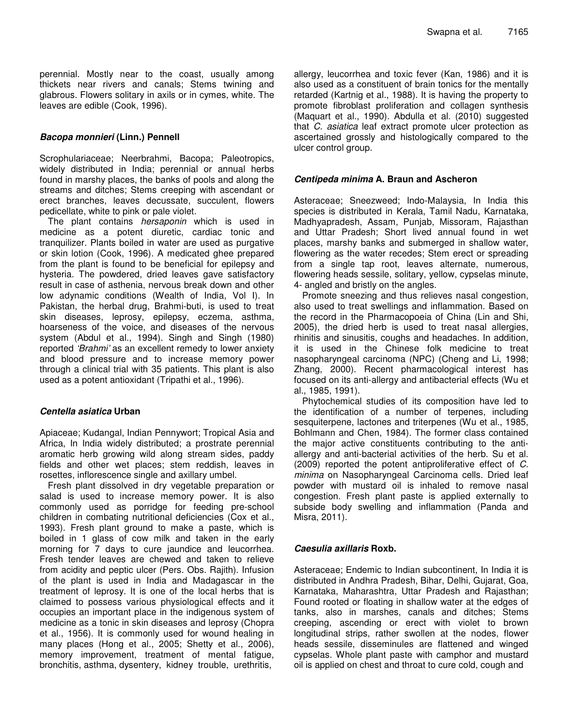perennial. Mostly near to the coast, usually among thickets near rivers and canals; Stems twining and glabrous. Flowers solitary in axils or in cymes, white. The leaves are edible (Cook, 1996).

### ***Bacopa monnieri*** **(Linn.) Pennell**

Scrophulariaceae; Neerbrahmi, Bacopa; Paleotropics, widely distributed in India; perennial or annual herbs found in marshy places, the banks of pools and along the streams and ditches; Stems creeping with ascendant or erect branches, leaves decussate, succulent, flowers pedicellate, white to pink or pale violet.

The plant contains *hersaponin* which is used in medicine as a potent diuretic, cardiac tonic and tranquilizer. Plants boiled in water are used as purgative or skin lotion (Cook, 1996). A medicated ghee prepared from the plant is found to be beneficial for epilepsy and hysteria. The powdered, dried leaves gave satisfactory result in case of asthenia, nervous break down and other low adynamic conditions (Wealth of India, Vol I). In Pakistan, the herbal drug, Brahmi-buti, is used to treat skin diseases, leprosy, epilepsy, eczema, asthma, hoarseness of the voice, and diseases of the nervous system (Abdul et al., 1994). Singh and Singh (1980) reported *'Brahmi'* as an excellent remedy to lower anxiety and blood pressure and to increase memory power through a clinical trial with 35 patients. This plant is also used as a potent antioxidant (Tripathi et al., 1996).

### ***Centella asiatica*** **Urban**

Apiaceae; Kudangal, Indian Pennywort; Tropical Asia and Africa, In India widely distributed; a prostrate perennial aromatic herb growing wild along stream sides, paddy fields and other wet places; stem reddish, leaves in rosettes, inflorescence single and axillary umbel.

Fresh plant dissolved in dry vegetable preparation or salad is used to increase memory power. It is also commonly used as porridge for feeding pre-school children in combating nutritional deficiencies (Cox et al., 1993). Fresh plant ground to make a paste, which is boiled in 1 glass of cow milk and taken in the early morning for 7 days to cure jaundice and leucorrhea. Fresh tender leaves are chewed and taken to relieve from acidity and peptic ulcer (Pers. Obs. Rajith). Infusion of the plant is used in India and Madagascar in the treatment of leprosy. It is one of the local herbs that is claimed to possess various physiological effects and it occupies an important place in the indigenous system of medicine as a tonic in skin diseases and leprosy (Chopra et al., 1956). It is commonly used for wound healing in many places (Hong et al., 2005; Shetty et al., 2006), memory improvement, treatment of mental fatigue, bronchitis, asthma, dysentery, kidney trouble, urethritis, allergy, leucorrhea and toxic fever (Kan, 1986) and it is also used as a constituent of brain tonics for the mentally retarded (Kartnig et al., 1988). It is having the property to promote fibroblast proliferation and collagen synthesis (Maquart et al., 1990). Abdulla et al. (2010) suggested that *C. asiatica* leaf extract promote ulcer protection as ascertained grossly and histologically compared to the ulcer control group.

### ***Centipeda minima*** **A. Braun and Ascheron**

Asteraceae; Sneezweed; Indo-Malaysia, In India this species is distributed in Kerala, Tamil Nadu, Karnataka, Madhyapradesh, Assam, Punjab, Missoram, Rajasthan and Uttar Pradesh; Short lived annual found in wet places, marshy banks and submerged in shallow water, flowering as the water recedes; Stem erect or spreading from a single tap root, leaves alternate, numerous, flowering heads sessile, solitary, yellow, cypselas minute, 4- angled and bristly on the angles.

Promote sneezing and thus relieves nasal congestion, also used to treat swellings and inflammation. Based on the record in the Pharmacopoeia of China (Lin and Shi, 2005), the dried herb is used to treat nasal allergies, rhinitis and sinusitis, coughs and headaches. In addition, it is used in the Chinese folk medicine to treat nasopharyngeal carcinoma (NPC) (Cheng and Li, 1998; Zhang, 2000). Recent pharmacological interest has focused on its anti-allergy and antibacterial effects (Wu et al., 1985, 1991).

Phytochemical studies of its composition have led to the identification of a number of terpenes, including sesquiterpene, lactones and triterpenes (Wu et al., 1985, Bohlmann and Chen, 1984). The former class contained the major active constituents contributing to the anti-allergy and anti-bacterial activities of the herb. Su et al. (2009) reported the potent antiproliferative effect of *C. minima* on Nasopharyngeal Carcinoma cells. Dried leaf powder with mustard oil is inhaled to remove nasal congestion. Fresh plant paste is applied externally to subside body swelling and inflammation (Panda and Misra, 2011).

### ***Caesulia axillaris*** **Roxb.**

Asteraceae; Endemic to Indian subcontinent, In India it is distributed in Andhra Pradesh, Bihar, Delhi, Gujarat, Goa, Karnataka, Maharashtra, Uttar Pradesh and Rajasthan; Found rooted or floating in shallow water at the edges of tanks, also in marshes, canals and ditches; Stems creeping, ascending or erect with violet to brown longitudinal strips, rather swollen at the nodes, flower heads sessile, disseminules are flattened and winged cypselas. Whole plant paste with camphor and mustard oil is applied on chest and throat to cure cold, cough and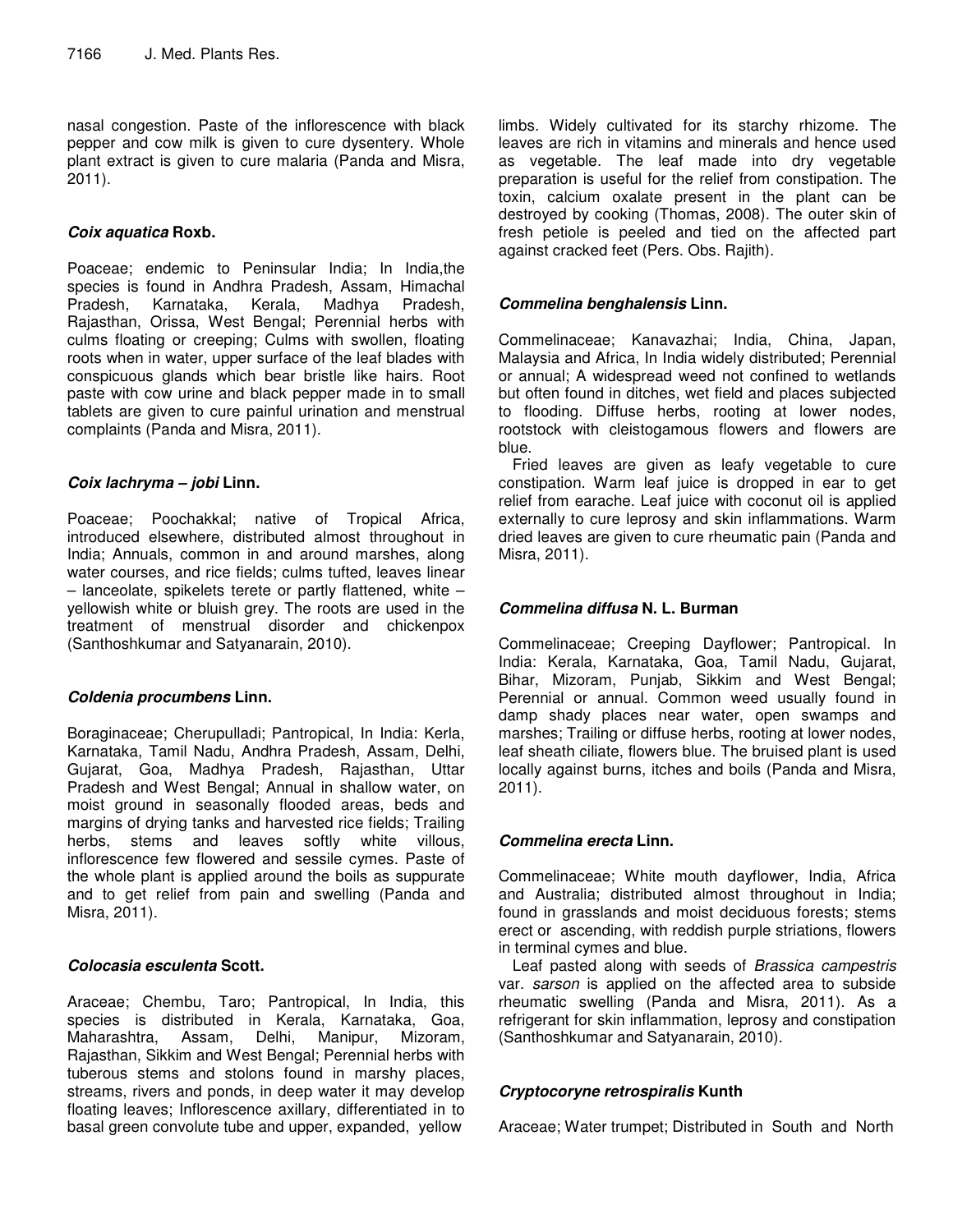nasal congestion. Paste of the inflorescence with black pepper and cow milk is given to cure dysentery. Whole plant extract is given to cure malaria (Panda and Misra, 2011).

### *Coix aquatica* Roxb.

Poaceae; endemic to Peninsular India; In India,the species is found in Andhra Pradesh, Assam, Himachal Pradesh, Karnataka, Kerala, Madhya Pradesh, Rajasthan, Orissa, West Bengal; Perennial herbs with culms floating or creeping; Culms with swollen, floating roots when in water, upper surface of the leaf blades with conspicuous glands which bear bristle like hairs. Root paste with cow urine and black pepper made in to small tablets are given to cure painful urination and menstrual complaints (Panda and Misra, 2011).

### *Coix lachryma – jobi* Linn.

Poaceae; Poochakkal; native of Tropical Africa, introduced elsewhere, distributed almost throughout in India; Annuals, common in and around marshes, along water courses, and rice fields; culms tufted, leaves linear – lanceolate, spikelets terete or partly flattened, white – yellowish white or bluish grey. The roots are used in the treatment of menstrual disorder and chickenpox (Santhoshkumar and Satyanarain, 2010).

### *Coldenia procumbens* Linn.

Boraginaceae; Cherupulladi; Pantropical, In India: Kerla, Karnataka, Tamil Nadu, Andhra Pradesh, Assam, Delhi, Gujarat, Goa, Madhya Pradesh, Rajasthan, Uttar Pradesh and West Bengal; Annual in shallow water, on moist ground in seasonally flooded areas, beds and margins of drying tanks and harvested rice fields; Trailing herbs, stems and leaves softly white villous, inflorescence few flowered and sessile cymes. Paste of the whole plant is applied around the boils as suppurate and to get relief from pain and swelling (Panda and Misra, 2011).

### *Colocasia esculenta* Scott.

Araceae; Chembu, Taro; Pantropical, In India, this species is distributed in Kerala, Karnataka, Goa, Maharashtra, Assam, Delhi, Manipur, Mizoram, Rajasthan, Sikkim and West Bengal; Perennial herbs with tuberous stems and stolons found in marshy places, streams, rivers and ponds, in deep water it may develop floating leaves; Inflorescence axillary, differentiated in to basal green convolute tube and upper, expanded, yellow limbs. Widely cultivated for its starchy rhizome. The leaves are rich in vitamins and minerals and hence used as vegetable. The leaf made into dry vegetable preparation is useful for the relief from constipation. The toxin, calcium oxalate present in the plant can be destroyed by cooking (Thomas, 2008). The outer skin of fresh petiole is peeled and tied on the affected part against cracked feet (Pers. Obs. Rajith).

### *Commelina benghalensis* Linn.

Commelinaceae; Kanavazhai; India, China, Japan, Malaysia and Africa, In India widely distributed; Perennial or annual; A widespread weed not confined to wetlands but often found in ditches, wet field and places subjected to flooding. Diffuse herbs, rooting at lower nodes, rootstock with cleistogamous flowers and flowers are blue.

Fried leaves are given as leafy vegetable to cure constipation. Warm leaf juice is dropped in ear to get relief from earache. Leaf juice with coconut oil is applied externally to cure leprosy and skin inflammations. Warm dried leaves are given to cure rheumatic pain (Panda and Misra, 2011).

### *Commelina diffusa* N. L. Burman

Commelinaceae; Creeping Dayflower; Pantropical. In India: Kerala, Karnataka, Goa, Tamil Nadu, Gujarat, Bihar, Mizoram, Punjab, Sikkim and West Bengal; Perennial or annual. Common weed usually found in damp shady places near water, open swamps and marshes; Trailing or diffuse herbs, rooting at lower nodes, leaf sheath ciliate, flowers blue. The bruised plant is used locally against burns, itches and boils (Panda and Misra, 2011).

### *Commelina erecta* Linn.

Commelinaceae; White mouth dayflower, India, Africa and Australia; distributed almost throughout in India; found in grasslands and moist deciduous forests; stems erect or ascending, with reddish purple striations, flowers in terminal cymes and blue.

Leaf pasted along with seeds of *Brassica campestris* var. *sarson* is applied on the affected area to subside rheumatic swelling (Panda and Misra, 2011). As a refrigerant for skin inflammation, leprosy and constipation (Santhoshkumar and Satyanarain, 2010).

### *Cryptocoryne retrospiralis* Kunth

Araceae; Water trumpet; Distributed in South and North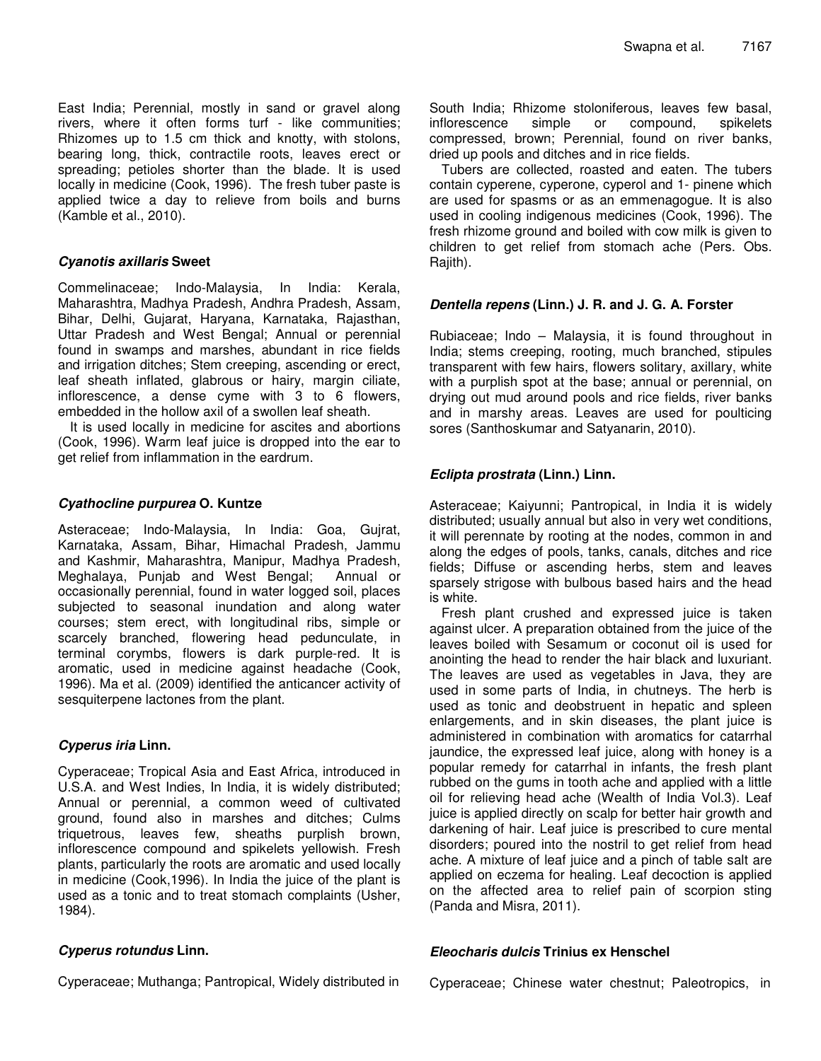East India; Perennial, mostly in sand or gravel along rivers, where it often forms turf - like communities; Rhizomes up to 1.5 cm thick and knotty, with stolons, bearing long, thick, contractile roots, leaves erect or spreading; petioles shorter than the blade. It is used locally in medicine (Cook, 1996). The fresh tuber paste is applied twice a day to relieve from boils and burns (Kamble et al., 2010).

### *Cyanotis axillaris* Sweet

Commelinaceae; Indo-Malaysia, In India: Kerala, Maharashtra, Madhya Pradesh, Andhra Pradesh, Assam, Bihar, Delhi, Gujarat, Haryana, Karnataka, Rajasthan, Uttar Pradesh and West Bengal; Annual or perennial found in swamps and marshes, abundant in rice fields and irrigation ditches; Stem creeping, ascending or erect, leaf sheath inflated, glabrous or hairy, margin ciliate, inflorescence, a dense cyme with 3 to 6 flowers, embedded in the hollow axil of a swollen leaf sheath.

It is used locally in medicine for ascites and abortions (Cook, 1996). Warm leaf juice is dropped into the ear to get relief from inflammation in the eardrum.

### *Cyathocline purpurea* O. Kuntze

Asteraceae; Indo-Malaysia, In India: Goa, Gujrat, Karnataka, Assam, Bihar, Himachal Pradesh, Jammu and Kashmir, Maharashtra, Manipur, Madhya Pradesh, Meghalaya, Punjab and West Bengal; Annual or occasionally perennial, found in water logged soil, places subjected to seasonal inundation and along water courses; stem erect, with longitudinal ribs, simple or scarcely branched, flowering head pedunculate, in terminal corymbs, flowers is dark purple-red. It is aromatic, used in medicine against headache (Cook, 1996). Ma et al. (2009) identified the anticancer activity of sesquiterpene lactones from the plant.

### *Cyperus iria* Linn.

Cyperaceae; Tropical Asia and East Africa, introduced in U.S.A. and West Indies, In India, it is widely distributed; Annual or perennial, a common weed of cultivated ground, found also in marshes and ditches; Culms triquetrous, leaves few, sheaths purplish brown, inflorescence compound and spikelets yellowish. Fresh plants, particularly the roots are aromatic and used locally in medicine (Cook,1996). In India the juice of the plant is used as a tonic and to treat stomach complaints (Usher, 1984).

### *Cyperus rotundus* Linn.

Cyperaceae; Muthanga; Pantropical, Widely distributed in South India; Rhizome stoloniferous, leaves few basal, inflorescence simple or compound, spikelets compressed, brown; Perennial, found on river banks, dried up pools and ditches and in rice fields.

Tubers are collected, roasted and eaten. The tubers contain cyperene, cyperone, cyperol and 1- pinene which are used for spasms or as an emmenagogue. It is also used in cooling indigenous medicines (Cook, 1996). The fresh rhizome ground and boiled with cow milk is given to children to get relief from stomach ache (Pers. Obs. Rajith).

### *Dentella repens* (Linn.) J. R. and J. G. A. Forster

Rubiaceae; Indo – Malaysia, it is found throughout in India; stems creeping, rooting, much branched, stipules transparent with few hairs, flowers solitary, axillary, white with a purplish spot at the base; annual or perennial, on drying out mud around pools and rice fields, river banks and in marshy areas. Leaves are used for poulticing sores (Santhoskumar and Satyanarin, 2010).

### *Eclipta prostrata* (Linn.) Linn.

Asteraceae; Kaiyunni; Pantropical, in India it is widely distributed; usually annual but also in very wet conditions, it will perennate by rooting at the nodes, common in and along the edges of pools, tanks, canals, ditches and rice fields; Diffuse or ascending herbs, stem and leaves sparsely strigose with bulbous based hairs and the head is white.

Fresh plant crushed and expressed juice is taken against ulcer. A preparation obtained from the juice of the leaves boiled with Sesamum or coconut oil is used for anointing the head to render the hair black and luxuriant. The leaves are used as vegetables in Java, they are used in some parts of India, in chutneys. The herb is used as tonic and deobstruent in hepatic and spleen enlargements, and in skin diseases, the plant juice is administered in combination with aromatics for catarrhal jaundice, the expressed leaf juice, along with honey is a popular remedy for catarrhal in infants, the fresh plant rubbed on the gums in tooth ache and applied with a little oil for relieving head ache (Wealth of India Vol.3). Leaf juice is applied directly on scalp for better hair growth and darkening of hair. Leaf juice is prescribed to cure mental disorders; poured into the nostril to get relief from head ache. A mixture of leaf juice and a pinch of table salt are applied on eczema for healing. Leaf decoction is applied on the affected area to relief pain of scorpion sting (Panda and Misra, 2011).

### *Eleocharis dulcis* Trinius ex Henschel

Cyperaceae; Chinese water chestnut; Paleotropics, in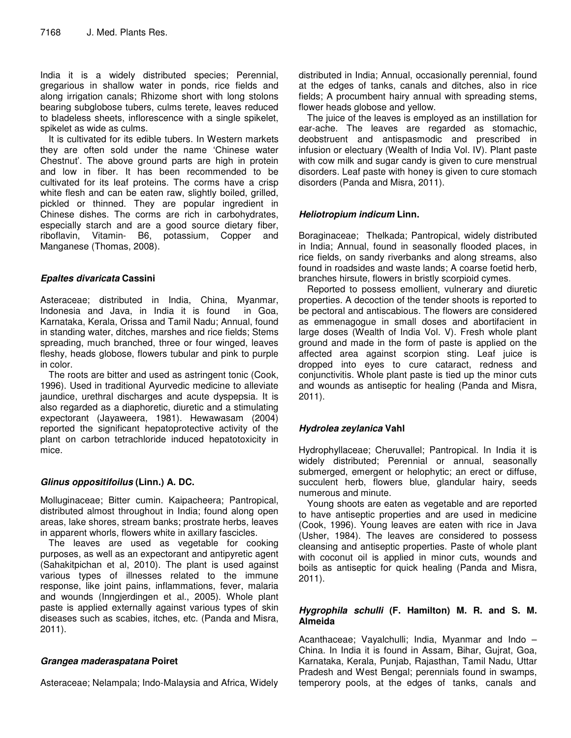India it is a widely distributed species; Perennial, gregarious in shallow water in ponds, rice fields and along irrigation canals; Rhizome short with long stolons bearing subglobose tubers, culms terete, leaves reduced to bladeless sheets, inflorescence with a single spikelet, spikelet as wide as culms.

It is cultivated for its edible tubers. In Western markets they are often sold under the name 'Chinese water Chestnut'. The above ground parts are high in protein and low in fiber. It has been recommended to be cultivated for its leaf proteins. The corms have a crisp white flesh and can be eaten raw, slightly boiled, grilled, pickled or thinned. They are popular ingredient in Chinese dishes. The corms are rich in carbohydrates, especially starch and are a good source dietary fiber, riboflavin, Vitamin- B6, potassium, Copper and Manganese (Thomas, 2008).

### *Epaltes divaricata* Cassini

Asteraceae; distributed in India, China, Myanmar, Indonesia and Java, in India it is found in Goa, Karnataka, Kerala, Orissa and Tamil Nadu; Annual, found in standing water, ditches, marshes and rice fields; Stems spreading, much branched, three or four winged, leaves fleshy, heads globose, flowers tubular and pink to purple in color.

The roots are bitter and used as astringent tonic (Cook, 1996). Used in traditional Ayurvedic medicine to alleviate jaundice, urethral discharges and acute dyspepsia. It is also regarded as a diaphoretic, diuretic and a stimulating expectorant (Jayaweera, 1981). Hewawasam (2004) reported the significant hepatoprotective activity of the plant on carbon tetrachloride induced hepatotoxicity in mice.

### *Glinus oppositifoilus* (Linn.) A. DC.

Molluginaceae; Bitter cumin. Kaipacheera; Pantropical, distributed almost throughout in India; found along open areas, lake shores, stream banks; prostrate herbs, leaves in apparent whorls, flowers white in axillary fascicles.

The leaves are used as vegetable for cooking purposes, as well as an expectorant and antipyretic agent (Sahakitpichan et al, 2010). The plant is used against various types of illnesses related to the immune response, like joint pains, inflammations, fever, malaria and wounds (Inngjerdingen et al., 2005). Whole plant paste is applied externally against various types of skin diseases such as scabies, itches, etc. (Panda and Misra, 2011).

### *Grangea maderaspatana* Poiret

Asteraceae; Nelampala; Indo-Malaysia and Africa, Widely distributed in India; Annual, occasionally perennial, found at the edges of tanks, canals and ditches, also in rice fields; A procumbent hairy annual with spreading stems, flower heads globose and yellow.

The juice of the leaves is employed as an instillation for ear-ache. The leaves are regarded as stomachic, deobstruent and antispasmodic and prescribed in infusion or electuary (Wealth of India Vol. IV). Plant paste with cow milk and sugar candy is given to cure menstrual disorders. Leaf paste with honey is given to cure stomach disorders (Panda and Misra, 2011).

### *Heliotropium indicum* Linn.

Boraginaceae; Thelkada; Pantropical, widely distributed in India; Annual, found in seasonally flooded places, in rice fields, on sandy riverbanks and along streams, also found in roadsides and waste lands; A coarse foetid herb, branches hirsute, flowers in bristly scorpioid cymes.

Reported to possess emollient, vulnerary and diuretic properties. A decoction of the tender shoots is reported to be pectoral and antiscabious. The flowers are considered as emmenagogue in small doses and abortifacient in large doses (Wealth of India Vol. V). Fresh whole plant ground and made in the form of paste is applied on the affected area against scorpion sting. Leaf juice is dropped into eyes to cure cataract, redness and conjunctivitis. Whole plant paste is tied up the minor cuts and wounds as antiseptic for healing (Panda and Misra, 2011).

### *Hydrolea zeylanica* Vahl

Hydrophyllaceae; Cheruvallel; Pantropical. In India it is widely distributed; Perennial or annual, seasonally submerged, emergent or helophytic; an erect or diffuse, succulent herb, flowers blue, glandular hairy, seeds numerous and minute.

Young shoots are eaten as vegetable and are reported to have antiseptic properties and are used in medicine (Cook, 1996). Young leaves are eaten with rice in Java (Usher, 1984). The leaves are considered to possess cleansing and antiseptic properties. Paste of whole plant with coconut oil is applied in minor cuts, wounds and boils as antiseptic for quick healing (Panda and Misra, 2011).

### *Hygrophila schulli* (F. Hamilton) M. R. and S. M. Almeida

Acanthaceae; Vayalchulli; India, Myanmar and Indo – China. In India it is found in Assam, Bihar, Gujrat, Goa, Karnataka, Kerala, Punjab, Rajasthan, Tamil Nadu, Uttar Pradesh and West Bengal; perennials found in swamps, temperory pools, at the edges of tanks, canals and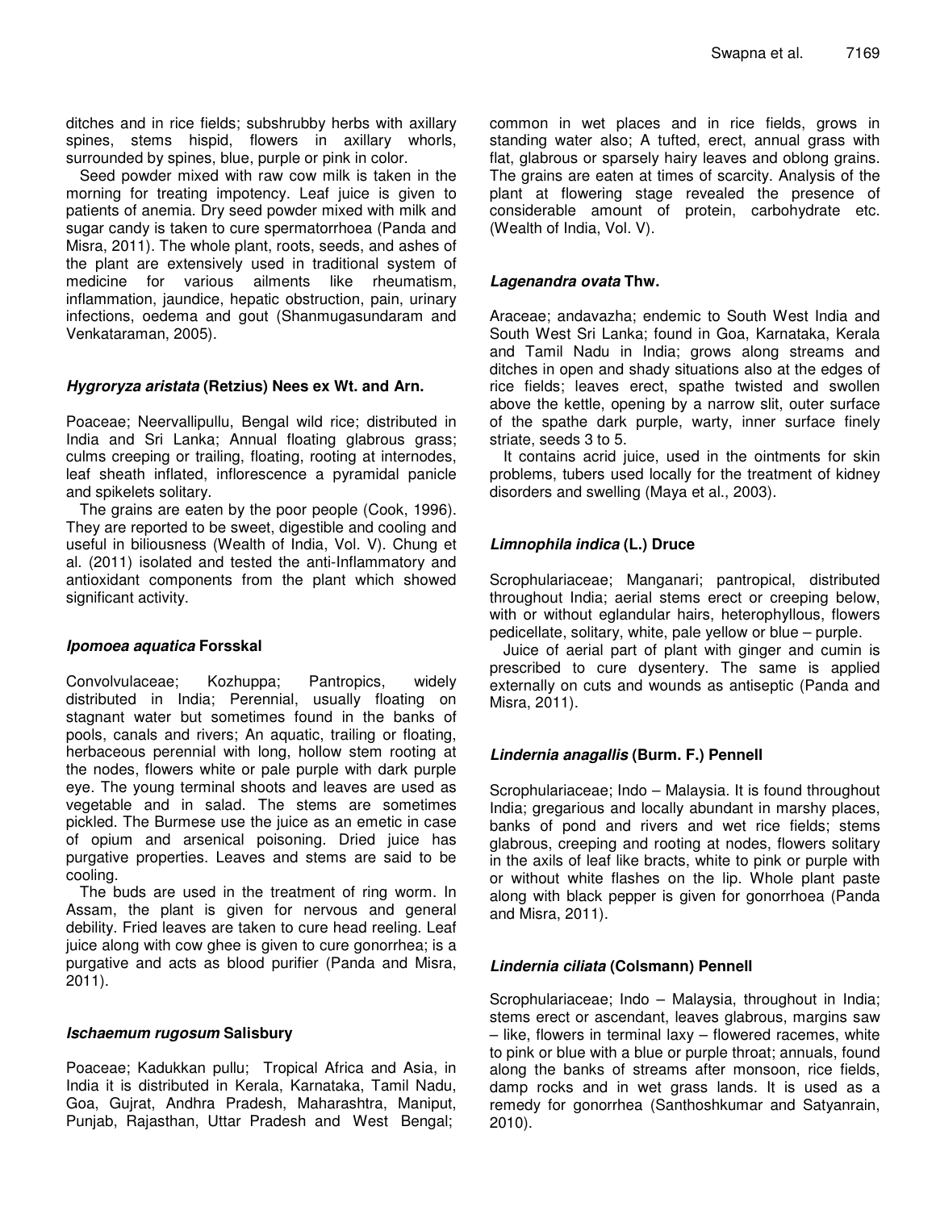ditches and in rice fields; subshrubby herbs with axillary spines, stems hispid, flowers in axillary whorls, surrounded by spines, blue, purple or pink in color.

Seed powder mixed with raw cow milk is taken in the morning for treating impotency. Leaf juice is given to patients of anemia. Dry seed powder mixed with milk and sugar candy is taken to cure spermatorrhoea (Panda and Misra, 2011). The whole plant, roots, seeds, and ashes of the plant are extensively used in traditional system of medicine for various ailments like rheumatism, inflammation, jaundice, hepatic obstruction, pain, urinary infections, oedema and gout (Shanmugasundaram and Venkataraman, 2005).

### *Hygroryza aristata* (Retzius) Nees ex Wt. and Arn.

Poaceae; Neervallipullu, Bengal wild rice; distributed in India and Sri Lanka; Annual floating glabrous grass; culms creeping or trailing, floating, rooting at internodes, leaf sheath inflated, inflorescence a pyramidal panicle and spikelets solitary.

The grains are eaten by the poor people (Cook, 1996). They are reported to be sweet, digestible and cooling and useful in biliousness (Wealth of India, Vol. V). Chung et al. (2011) isolated and tested the anti-Inflammatory and antioxidant components from the plant which showed significant activity.

### *Ipomoea aquatica* Forsskal

Convolvulaceae; Kozhuppa; Pantropics, widely distributed in India; Perennial, usually floating on stagnant water but sometimes found in the banks of pools, canals and rivers; An aquatic, trailing or floating, herbaceous perennial with long, hollow stem rooting at the nodes, flowers white or pale purple with dark purple eye. The young terminal shoots and leaves are used as vegetable and in salad. The stems are sometimes pickled. The Burmese use the juice as an emetic in case of opium and arsenical poisoning. Dried juice has purgative properties. Leaves and stems are said to be cooling.

The buds are used in the treatment of ring worm. In Assam, the plant is given for nervous and general debility. Fried leaves are taken to cure head reeling. Leaf juice along with cow ghee is given to cure gonorrhea; is a purgative and acts as blood purifier (Panda and Misra, 2011).

### *Ischaemum rugosum* Salisbury

Poaceae; Kadukkan pullu; Tropical Africa and Asia, in India it is distributed in Kerala, Karnataka, Tamil Nadu, Goa, Gujrat, Andhra Pradesh, Maharashtra, Maniput, Punjab, Rajasthan, Uttar Pradesh and West Bengal; common in wet places and in rice fields, grows in standing water also; A tufted, erect, annual grass with flat, glabrous or sparsely hairy leaves and oblong grains. The grains are eaten at times of scarcity. Analysis of the plant at flowering stage revealed the presence of considerable amount of protein, carbohydrate etc. (Wealth of India, Vol. V).

### *Lagenandra ovata* Thw.

Araceae; andavazha; endemic to South West India and South West Sri Lanka; found in Goa, Karnataka, Kerala and Tamil Nadu in India; grows along streams and ditches in open and shady situations also at the edges of rice fields; leaves erect, spathe twisted and swollen above the kettle, opening by a narrow slit, outer surface of the spathe dark purple, warty, inner surface finely striate, seeds 3 to 5.

It contains acrid juice, used in the ointments for skin problems, tubers used locally for the treatment of kidney disorders and swelling (Maya et al., 2003).

### *Limnophila indica* (L.) Druce

Scrophulariaceae; Manganari; pantropical, distributed throughout India; aerial stems erect or creeping below, with or without eglandular hairs, heterophyllous, flowers pedicellate, solitary, white, pale yellow or blue – purple.

Juice of aerial part of plant with ginger and cumin is prescribed to cure dysentery. The same is applied externally on cuts and wounds as antiseptic (Panda and Misra, 2011).

### *Lindernia anagallis* (Burm. F.) Pennell

Scrophulariaceae; Indo – Malaysia. It is found throughout India; gregarious and locally abundant in marshy places, banks of pond and rivers and wet rice fields; stems glabrous, creeping and rooting at nodes, flowers solitary in the axils of leaf like bracts, white to pink or purple with or without white flashes on the lip. Whole plant paste along with black pepper is given for gonorrhoea (Panda and Misra, 2011).

### *Lindernia ciliata* (Colsmann) Pennell

Scrophulariaceae; Indo – Malaysia, throughout in India; stems erect or ascendant, leaves glabrous, margins saw – like, flowers in terminal laxy – flowered racemes, white to pink or blue with a blue or purple throat; annuals, found along the banks of streams after monsoon, rice fields, damp rocks and in wet grass lands. It is used as a remedy for gonorrhea (Santhoshkumar and Satyanrain, 2010).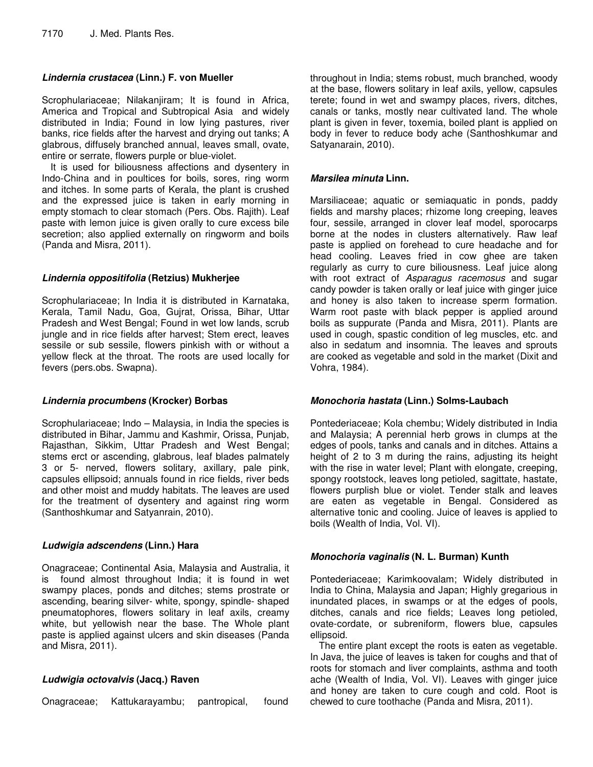### *Lindernia crustacea* (Linn.) F. von Mueller

Scrophulariaceae; Nilakanjiram; It is found in Africa, America and Tropical and Subtropical Asia and widely distributed in India; Found in low lying pastures, river banks, rice fields after the harvest and drying out tanks; A glabrous, diffusely branched annual, leaves small, ovate, entire or serrate, flowers purple or blue-violet.

It is used for biliousness affections and dysentery in Indo-China and in poultices for boils, sores, ring worm and itches. In some parts of Kerala, the plant is crushed and the expressed juice is taken in early morning in empty stomach to clear stomach (Pers. Obs. Rajith). Leaf paste with lemon juice is given orally to cure excess bile secretion; also applied externally on ringworm and boils (Panda and Misra, 2011).

### *Lindernia oppositifolia* (Retzius) Mukherjee

Scrophulariaceae; In India it is distributed in Karnataka, Kerala, Tamil Nadu, Goa, Gujrat, Orissa, Bihar, Uttar Pradesh and West Bengal; Found in wet low lands, scrub jungle and in rice fields after harvest; Stem erect, leaves sessile or sub sessile, flowers pinkish with or without a yellow fleck at the throat. The roots are used locally for fevers (pers.obs. Swapna).

### *Lindernia procumbens* (Krocker) Borbas

Scrophulariaceae; Indo – Malaysia, in India the species is distributed in Bihar, Jammu and Kashmir, Orissa, Punjab, Rajasthan, Sikkim, Uttar Pradesh and West Bengal; stems erct or ascending, glabrous, leaf blades palmately 3 or 5- nerved, flowers solitary, axillary, pale pink, capsules ellipsoid; annuals found in rice fields, river beds and other moist and muddy habitats. The leaves are used for the treatment of dysentery and against ring worm (Santhoshkumar and Satyanrain, 2010).

### *Ludwigia adscendens* (Linn.) Hara

Onagraceae; Continental Asia, Malaysia and Australia, it is found almost throughout India; it is found in wet swampy places, ponds and ditches; stems prostrate or ascending, bearing silver- white, spongy, spindle- shaped pneumatophores, flowers solitary in leaf axils, creamy white, but yellowish near the base. The Whole plant paste is applied against ulcers and skin diseases (Panda and Misra, 2011).

### *Ludwigia octovalvis* (Jacq.) Raven

Onagraceae; Kattukarayambu; pantropical, found throughout in India; stems robust, much branched, woody at the base, flowers solitary in leaf axils, yellow, capsules terete; found in wet and swampy places, rivers, ditches, canals or tanks, mostly near cultivated land. The whole plant is given in fever, toxemia, boiled plant is applied on body in fever to reduce body ache (Santhoshkumar and Satyanarain, 2010).

### *Marsilea minuta* Linn.

Marsiliaceae; aquatic or semiaquatic in ponds, paddy fields and marshy places; rhizome long creeping, leaves four, sessile, arranged in clover leaf model, sporocarps borne at the nodes in clusters alternatively. Raw leaf paste is applied on forehead to cure headache and for head cooling. Leaves fried in cow ghee are taken regularly as curry to cure biliousness. Leaf juice along with root extract of *Asparagus racemosus* and sugar candy powder is taken orally or leaf juice with ginger juice and honey is also taken to increase sperm formation. Warm root paste with black pepper is applied around boils as suppurate (Panda and Misra, 2011). Plants are used in cough, spastic condition of leg muscles, etc. and also in sedatum and insomnia. The leaves and sprouts are cooked as vegetable and sold in the market (Dixit and Vohra, 1984).

### *Monochoria hastata* (Linn.) Solms-Laubach

Pontederiaceae; Kola chembu; Widely distributed in India and Malaysia; A perennial herb grows in clumps at the edges of pools, tanks and canals and in ditches. Attains a height of 2 to 3 m during the rains, adjusting its height with the rise in water level; Plant with elongate, creeping, spongy rootstock, leaves long petioled, sagittate, hastate, flowers purplish blue or violet. Tender stalk and leaves are eaten as vegetable in Bengal. Considered as alternative tonic and cooling. Juice of leaves is applied to boils (Wealth of India, Vol. VI).

### *Monochoria vaginalis* (N. L. Burman) Kunth

Pontederiaceae; Karimkoovalam; Widely distributed in India to China, Malaysia and Japan; Highly gregarious in inundated places, in swamps or at the edges of pools, ditches, canals and rice fields; Leaves long petioled, ovate-cordate, or subreniform, flowers blue, capsules ellipsoid.

The entire plant except the roots is eaten as vegetable. In Java, the juice of leaves is taken for coughs and that of roots for stomach and liver complaints, asthma and tooth ache (Wealth of India, Vol. VI). Leaves with ginger juice and honey are taken to cure cough and cold. Root is chewed to cure toothache (Panda and Misra, 2011).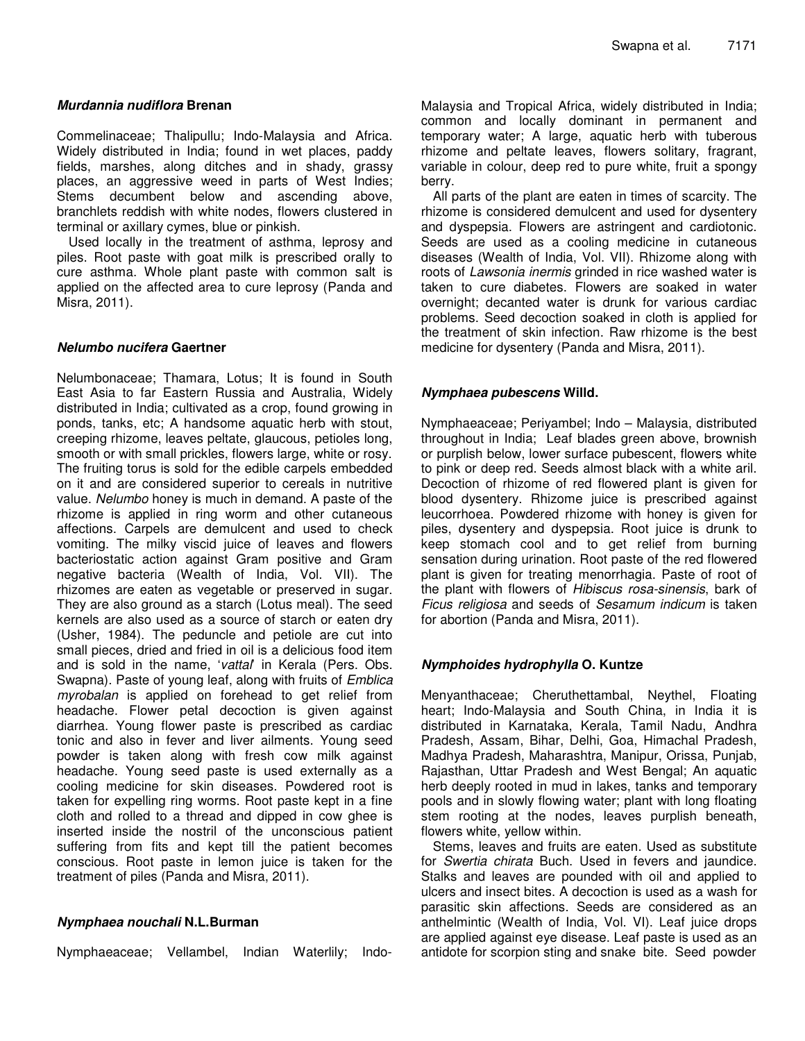### *Murdannia nudiflora* Brenan

Commelinaceae; Thalipullu; Indo-Malaysia and Africa. Widely distributed in India; found in wet places, paddy fields, marshes, along ditches and in shady, grassy places, an aggressive weed in parts of West Indies; Stems decumbent below and ascending above, branchlets reddish with white nodes, flowers clustered in terminal or axillary cymes, blue or pinkish.

Used locally in the treatment of asthma, leprosy and piles. Root paste with goat milk is prescribed orally to cure asthma. Whole plant paste with common salt is applied on the affected area to cure leprosy (Panda and Misra, 2011).

### *Nelumbo nucifera* Gaertner

Nelumbonaceae; Thamara, Lotus; It is found in South East Asia to far Eastern Russia and Australia, Widely distributed in India; cultivated as a crop, found growing in ponds, tanks, etc; A handsome aquatic herb with stout, creeping rhizome, leaves peltate, glaucous, petioles long, smooth or with small prickles, flowers large, white or rosy. The fruiting torus is sold for the edible carpels embedded on it and are considered superior to cereals in nutritive value. *Nelumbo* honey is much in demand. A paste of the rhizome is applied in ring worm and other cutaneous affections. Carpels are demulcent and used to check vomiting. The milky viscid juice of leaves and flowers bacteriostatic action against Gram positive and Gram negative bacteria (Wealth of India, Vol. VII). The rhizomes are eaten as vegetable or preserved in sugar. They are also ground as a starch (Lotus meal). The seed kernels are also used as a source of starch or eaten dry (Usher, 1984). The peduncle and petiole are cut into small pieces, dried and fried in oil is a delicious food item and is sold in the name, '*vattal*' in Kerala (Pers. Obs. Swapna). Paste of young leaf, along with fruits of *Emblica myrobalan* is applied on forehead to get relief from headache. Flower petal decoction is given against diarrhea. Young flower paste is prescribed as cardiac tonic and also in fever and liver ailments. Young seed powder is taken along with fresh cow milk against headache. Young seed paste is used externally as a cooling medicine for skin diseases. Powdered root is taken for expelling ring worms. Root paste kept in a fine cloth and rolled to a thread and dipped in cow ghee is inserted inside the nostril of the unconscious patient suffering from fits and kept till the patient becomes conscious. Root paste in lemon juice is taken for the treatment of piles (Panda and Misra, 2011).

### *Nymphaea nouchali* N.L.Burman

Nymphaeaceae; Vellambel, Indian Waterlily; Indo-Malaysia and Tropical Africa, widely distributed in India; common and locally dominant in permanent and temporary water; A large, aquatic herb with tuberous rhizome and peltate leaves, flowers solitary, fragrant, variable in colour, deep red to pure white, fruit a spongy berry.

All parts of the plant are eaten in times of scarcity. The rhizome is considered demulcent and used for dysentery and dyspepsia. Flowers are astringent and cardiotonic. Seeds are used as a cooling medicine in cutaneous diseases (Wealth of India, Vol. VII). Rhizome along with roots of *Lawsonia inermis* grinded in rice washed water is taken to cure diabetes. Flowers are soaked in water overnight; decanted water is drunk for various cardiac problems. Seed decoction soaked in cloth is applied for the treatment of skin infection. Raw rhizome is the best medicine for dysentery (Panda and Misra, 2011).

### *Nymphaea pubescens* Willd.

Nymphaeaceae; Periyambel; Indo – Malaysia, distributed throughout in India; Leaf blades green above, brownish or purplish below, lower surface pubescent, flowers white to pink or deep red. Seeds almost black with a white aril. Decoction of rhizome of red flowered plant is given for blood dysentery. Rhizome juice is prescribed against leucorrhoea. Powdered rhizome with honey is given for piles, dysentery and dyspepsia. Root juice is drunk to keep stomach cool and to get relief from burning sensation during urination. Root paste of the red flowered plant is given for treating menorrhagia. Paste of root of the plant with flowers of *Hibiscus rosa-sinensis*, bark of *Ficus religiosa* and seeds of *Sesamum indicum* is taken for abortion (Panda and Misra, 2011).

### *Nymphoides hydrophylla* O. Kuntze

Menyanthaceae; Cheruthettambal, Neythel, Floating heart; Indo-Malaysia and South China, in India it is distributed in Karnataka, Kerala, Tamil Nadu, Andhra Pradesh, Assam, Bihar, Delhi, Goa, Himachal Pradesh, Madhya Pradesh, Maharashtra, Manipur, Orissa, Punjab, Rajasthan, Uttar Pradesh and West Bengal; An aquatic herb deeply rooted in mud in lakes, tanks and temporary pools and in slowly flowing water; plant with long floating stem rooting at the nodes, leaves purplish beneath, flowers white, yellow within.

Stems, leaves and fruits are eaten. Used as substitute for *Swertia chirata* Buch. Used in fevers and jaundice. Stalks and leaves are pounded with oil and applied to ulcers and insect bites. A decoction is used as a wash for parasitic skin affections. Seeds are considered as an anthelmintic (Wealth of India, Vol. VI). Leaf juice drops are applied against eye disease. Leaf paste is used as an antidote for scorpion sting and snake bite. Seed powder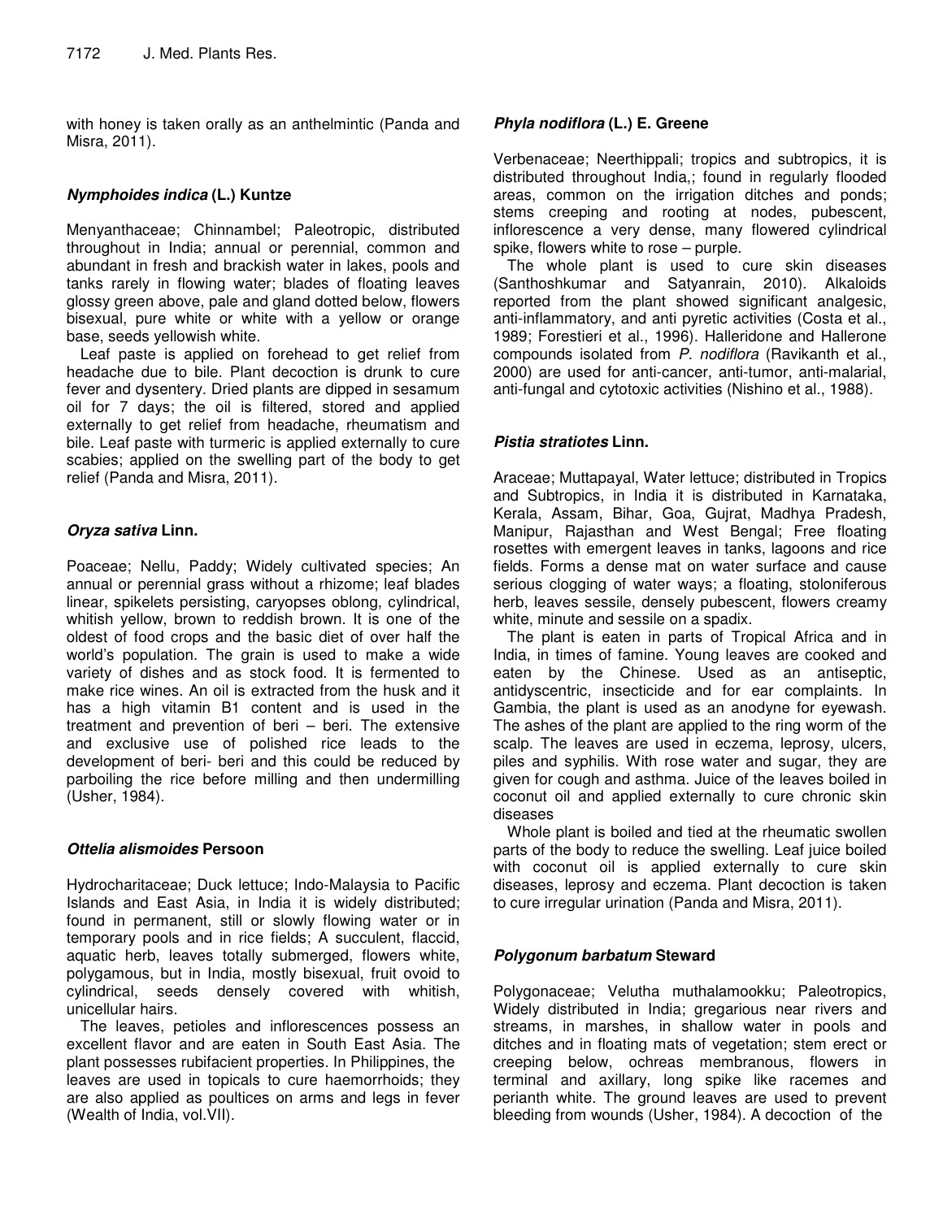with honey is taken orally as an anthelmintic (Panda and Misra, 2011).

### *Nymphoides indica* (L.) Kuntze

Menyanthaceae; Chinnambel; Paleotropic, distributed throughout in India; annual or perennial, common and abundant in fresh and brackish water in lakes, pools and tanks rarely in flowing water; blades of floating leaves glossy green above, pale and gland dotted below, flowers bisexual, pure white or white with a yellow or orange base, seeds yellowish white.

Leaf paste is applied on forehead to get relief from headache due to bile. Plant decoction is drunk to cure fever and dysentery. Dried plants are dipped in sesamum oil for 7 days; the oil is filtered, stored and applied externally to get relief from headache, rheumatism and bile. Leaf paste with turmeric is applied externally to cure scabies; applied on the swelling part of the body to get relief (Panda and Misra, 2011).

### *Oryza sativa* Linn.

Poaceae; Nellu, Paddy; Widely cultivated species; An annual or perennial grass without a rhizome; leaf blades linear, spikelets persisting, caryopses oblong, cylindrical, whitish yellow, brown to reddish brown. It is one of the oldest of food crops and the basic diet of over half the world's population. The grain is used to make a wide variety of dishes and as stock food. It is fermented to make rice wines. An oil is extracted from the husk and it has a high vitamin B1 content and is used in the treatment and prevention of beri – beri. The extensive and exclusive use of polished rice leads to the development of beri- beri and this could be reduced by parboiling the rice before milling and then undermilling (Usher, 1984).

### *Ottelia alismoides* Persoon

Hydrocharitaceae; Duck lettuce; Indo-Malaysia to Pacific Islands and East Asia, in India it is widely distributed; found in permanent, still or slowly flowing water or in temporary pools and in rice fields; A succulent, flaccid, aquatic herb, leaves totally submerged, flowers white, polygamous, but in India, mostly bisexual, fruit ovoid to cylindrical, seeds densely covered with whitish, unicellular hairs.

The leaves, petioles and inflorescences possess an excellent flavor and are eaten in South East Asia. The plant possesses rubifacient properties. In Philippines, the leaves are used in topicals to cure haemorrhoids; they are also applied as poultices on arms and legs in fever (Wealth of India, vol.VII).

### *Phyla nodiflora* (L.) E. Greene

Verbenaceae; Neerthippali; tropics and subtropics, it is distributed throughout India,; found in regularly flooded areas, common on the irrigation ditches and ponds; stems creeping and rooting at nodes, pubescent, inflorescence a very dense, many flowered cylindrical spike, flowers white to rose – purple.

The whole plant is used to cure skin diseases (Santhoshkumar and Satyanrain, 2010). Alkaloids reported from the plant showed significant analgesic, anti-inflammatory, and anti pyretic activities (Costa et al., 1989; Forestieri et al., 1996). Halleridone and Hallerone compounds isolated from *P. nodiflora* (Ravikanth et al., 2000) are used for anti-cancer, anti-tumor, anti-malarial, anti-fungal and cytotoxic activities (Nishino et al., 1988).

### *Pistia stratiotes* Linn.

Araceae; Muttapayal, Water lettuce; distributed in Tropics and Subtropics, in India it is distributed in Karnataka, Kerala, Assam, Bihar, Goa, Gujrat, Madhya Pradesh, Manipur, Rajasthan and West Bengal; Free floating rosettes with emergent leaves in tanks, lagoons and rice fields. Forms a dense mat on water surface and cause serious clogging of water ways; a floating, stoloniferous herb, leaves sessile, densely pubescent, flowers creamy white, minute and sessile on a spadix.

The plant is eaten in parts of Tropical Africa and in India, in times of famine. Young leaves are cooked and eaten by the Chinese. Used as an antiseptic, antidyscentric, insecticide and for ear complaints. In Gambia, the plant is used as an anodyne for eyewash. The ashes of the plant are applied to the ring worm of the scalp. The leaves are used in eczema, leprosy, ulcers, piles and syphilis. With rose water and sugar, they are given for cough and asthma. Juice of the leaves boiled in coconut oil and applied externally to cure chronic skin diseases

Whole plant is boiled and tied at the rheumatic swollen parts of the body to reduce the swelling. Leaf juice boiled with coconut oil is applied externally to cure skin diseases, leprosy and eczema. Plant decoction is taken to cure irregular urination (Panda and Misra, 2011).

### *Polygonum barbatum* Steward

Polygonaceae; Velutha muthalamookku; Paleotropics, Widely distributed in India; gregarious near rivers and streams, in marshes, in shallow water in pools and ditches and in floating mats of vegetation; stem erect or creeping below, ochreas membranous, flowers in terminal and axillary, long spike like racemes and perianth white. The ground leaves are used to prevent bleeding from wounds (Usher, 1984). A decoction of the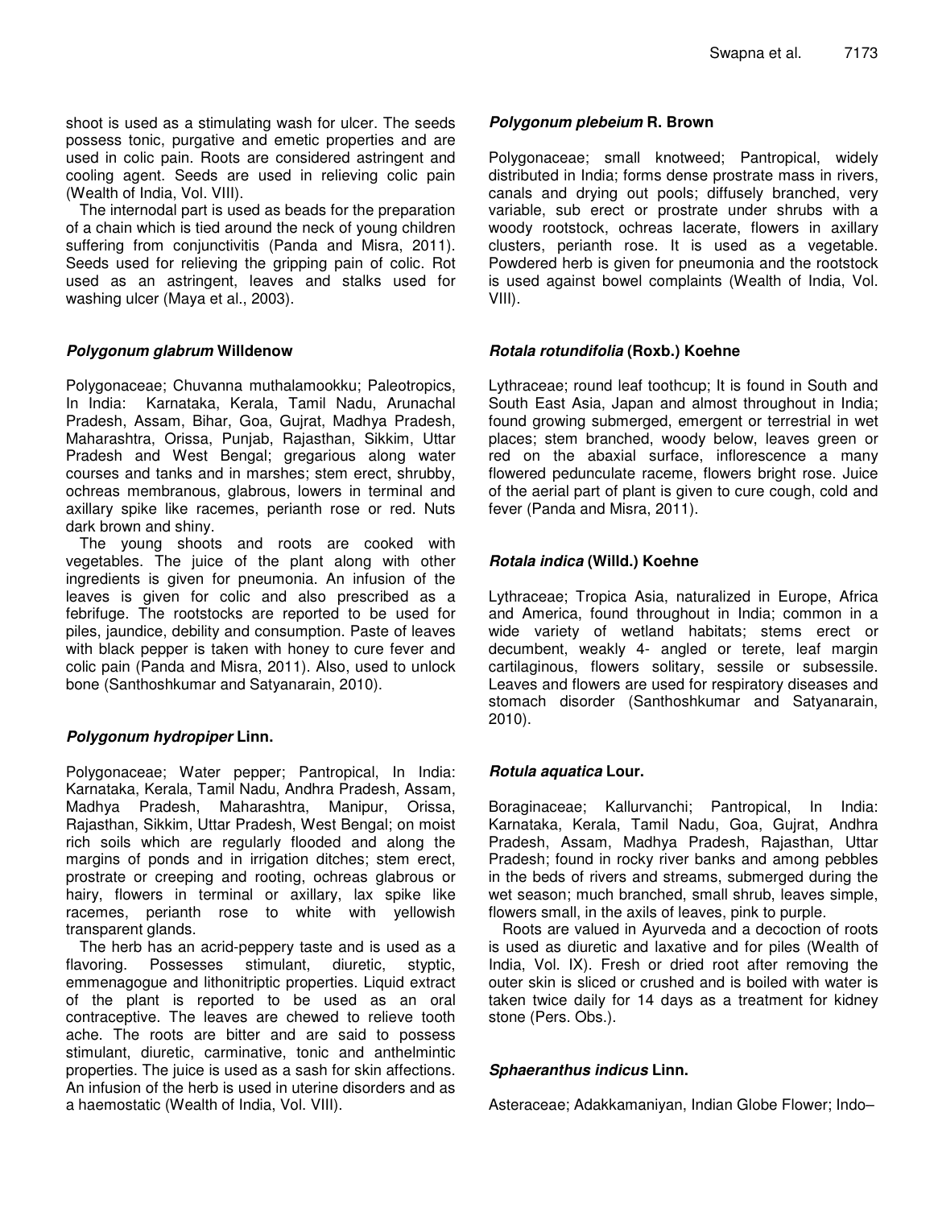shoot is used as a stimulating wash for ulcer. The seeds possess tonic, purgative and emetic properties and are used in colic pain. Roots are considered astringent and cooling agent. Seeds are used in relieving colic pain (Wealth of India, Vol. VIII).

The internodal part is used as beads for the preparation of a chain which is tied around the neck of young children suffering from conjunctivitis (Panda and Misra, 2011). Seeds used for relieving the gripping pain of colic. Rot used as an astringent, leaves and stalks used for washing ulcer (Maya et al., 2003).

### *Polygonum glabrum* Willdenow

Polygonaceae; Chuvanna muthalamookku; Paleotropics, In India: Karnataka, Kerala, Tamil Nadu, Arunachal Pradesh, Assam, Bihar, Goa, Gujrat, Madhya Pradesh, Maharashtra, Orissa, Punjab, Rajasthan, Sikkim, Uttar Pradesh and West Bengal; gregarious along water courses and tanks and in marshes; stem erect, shrubby, ochreas membranous, glabrous, lowers in terminal and axillary spike like racemes, perianth rose or red. Nuts dark brown and shiny.

The young shoots and roots are cooked with vegetables. The juice of the plant along with other ingredients is given for pneumonia. An infusion of the leaves is given for colic and also prescribed as a febrifuge. The rootstocks are reported to be used for piles, jaundice, debility and consumption. Paste of leaves with black pepper is taken with honey to cure fever and colic pain (Panda and Misra, 2011). Also, used to unlock bone (Santhoshkumar and Satyanarain, 2010).

### *Polygonum hydropiper* Linn.

Polygonaceae; Water pepper; Pantropical, In India: Karnataka, Kerala, Tamil Nadu, Andhra Pradesh, Assam, Madhya Pradesh, Maharashtra, Manipur, Orissa, Rajasthan, Sikkim, Uttar Pradesh, West Bengal; on moist rich soils which are regularly flooded and along the margins of ponds and in irrigation ditches; stem erect, prostrate or creeping and rooting, ochreas glabrous or hairy, flowers in terminal or axillary, lax spike like racemes, perianth rose to white with yellowish transparent glands.

The herb has an acrid-peppery taste and is used as a flavoring. Possesses stimulant, diuretic, styptic, emmenagogue and lithonitriptic properties. Liquid extract of the plant is reported to be used as an oral contraceptive. The leaves are chewed to relieve tooth ache. The roots are bitter and are said to possess stimulant, diuretic, carminative, tonic and anthelmintic properties. The juice is used as a sash for skin affections. An infusion of the herb is used in uterine disorders and as a haemostatic (Wealth of India, Vol. VIII).

### *Polygonum plebeium* R. Brown

Polygonaceae; small knotweed; Pantropical, widely distributed in India; forms dense prostrate mass in rivers, canals and drying out pools; diffusely branched, very variable, sub erect or prostrate under shrubs with a woody rootstock, ochreas lacerate, flowers in axillary clusters, perianth rose. It is used as a vegetable. Powdered herb is given for pneumonia and the rootstock is used against bowel complaints (Wealth of India, Vol. VIII).

### *Rotala rotundifolia* (Roxb.) Koehne

Lythraceae; round leaf toothcup; It is found in South and South East Asia, Japan and almost throughout in India; found growing submerged, emergent or terrestrial in wet places; stem branched, woody below, leaves green or red on the abaxial surface, inflorescence a many flowered pedunculate raceme, flowers bright rose. Juice of the aerial part of plant is given to cure cough, cold and fever (Panda and Misra, 2011).

### *Rotala indica* (Willd.) Koehne

Lythraceae; Tropica Asia, naturalized in Europe, Africa and America, found throughout in India; common in a wide variety of wetland habitats; stems erect or decumbent, weakly 4- angled or terete, leaf margin cartilaginous, flowers solitary, sessile or subsessile. Leaves and flowers are used for respiratory diseases and stomach disorder (Santhoshkumar and Satyanarain, 2010).

### *Rotula aquatica* Lour.

Boraginaceae; Kallurvanchi; Pantropical, In India: Karnataka, Kerala, Tamil Nadu, Goa, Gujrat, Andhra Pradesh, Assam, Madhya Pradesh, Rajasthan, Uttar Pradesh; found in rocky river banks and among pebbles in the beds of rivers and streams, submerged during the wet season; much branched, small shrub, leaves simple, flowers small, in the axils of leaves, pink to purple.

Roots are valued in Ayurveda and a decoction of roots is used as diuretic and laxative and for piles (Wealth of India, Vol. IX). Fresh or dried root after removing the outer skin is sliced or crushed and is boiled with water is taken twice daily for 14 days as a treatment for kidney stone (Pers. Obs.).

### *Sphaeranthus indicus* Linn.

Asteraceae; Adakkamaniyan, Indian Globe Flower; Indo–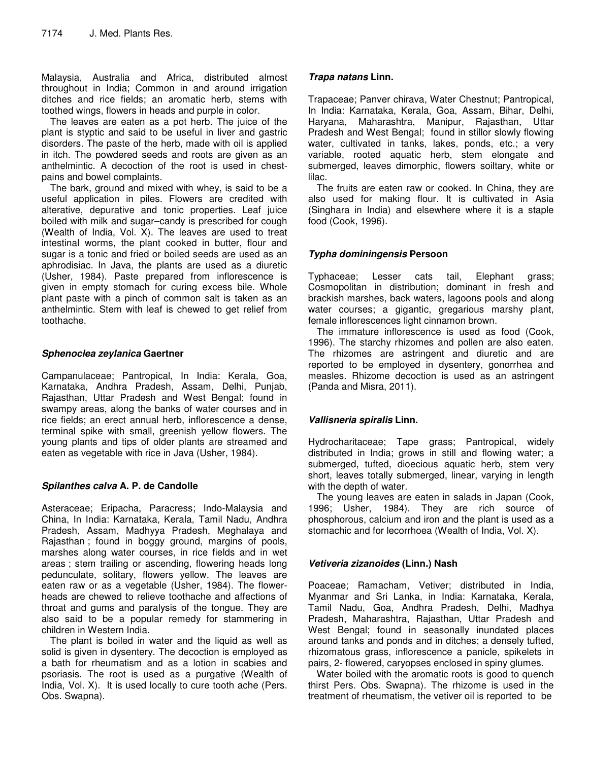Malaysia, Australia and Africa, distributed almost throughout in India; Common in and around irrigation ditches and rice fields; an aromatic herb, stems with toothed wings, flowers in heads and purple in color.

The leaves are eaten as a pot herb. The juice of the plant is styptic and said to be useful in liver and gastric disorders. The paste of the herb, made with oil is applied in itch. The powdered seeds and roots are given as an anthelmintic. A decoction of the root is used in chest-pains and bowel complaints.

The bark, ground and mixed with whey, is said to be a useful application in piles. Flowers are credited with alterative, depurative and tonic properties. Leaf juice boiled with milk and sugar–candy is prescribed for cough (Wealth of India, Vol. X). The leaves are used to treat intestinal worms, the plant cooked in butter, flour and sugar is a tonic and fried or boiled seeds are used as an aphrodisiac. In Java, the plants are used as a diuretic (Usher, 1984). Paste prepared from inflorescence is given in empty stomach for curing excess bile. Whole plant paste with a pinch of common salt is taken as an anthelmintic. Stem with leaf is chewed to get relief from toothache.

### *Sphenoclea zeylanica* Gaertner

Campanulaceae; Pantropical, In India: Kerala, Goa, Karnataka, Andhra Pradesh, Assam, Delhi, Punjab, Rajasthan, Uttar Pradesh and West Bengal; found in swampy areas, along the banks of water courses and in rice fields; an erect annual herb, inflorescence a dense, terminal spike with small, greenish yellow flowers. The young plants and tips of older plants are streamed and eaten as vegetable with rice in Java (Usher, 1984).

### *Spilanthes calva* A. P. de Candolle

Asteraceae; Eripacha, Paracress; Indo-Malaysia and China, In India: Karnataka, Kerala, Tamil Nadu, Andhra Pradesh, Assam, Madhyya Pradesh, Meghalaya and Rajasthan ; found in boggy ground, margins of pools, marshes along water courses, in rice fields and in wet areas ; stem trailing or ascending, flowering heads long pedunculate, solitary, flowers yellow. The leaves are eaten raw or as a vegetable (Usher, 1984). The flower-heads are chewed to relieve toothache and affections of throat and gums and paralysis of the tongue. They are also said to be a popular remedy for stammering in children in Western India.

The plant is boiled in water and the liquid as well as solid is given in dysentery. The decoction is employed as a bath for rheumatism and as a lotion in scabies and psoriasis. The root is used as a purgative (Wealth of India, Vol. X). It is used locally to cure tooth ache (Pers. Obs. Swapna).

### *Trapa natans* Linn.

Trapaceae; Panver chirava, Water Chestnut; Pantropical, In India: Karnataka, Kerala, Goa, Assam, Bihar, Delhi, Haryana, Maharashtra, Manipur, Rajasthan, Uttar Pradesh and West Bengal; found in stillor slowly flowing water, cultivated in tanks, lakes, ponds, etc.; a very variable, rooted aquatic herb, stem elongate and submerged, leaves dimorphic, flowers soiltary, white or lilac.

The fruits are eaten raw or cooked. In China, they are also used for making flour. It is cultivated in Asia (Singhara in India) and elsewhere where it is a staple food (Cook, 1996).

### *Typha dominingensis* Persoon

Typhaceae; Lesser cats tail, Elephant grass; Cosmopolitan in distribution; dominant in fresh and brackish marshes, back waters, lagoons pools and along water courses; a gigantic, gregarious marshy plant, female inflorescences light cinnamon brown.

The immature inflorescence is used as food (Cook, 1996). The starchy rhizomes and pollen are also eaten. The rhizomes are astringent and diuretic and are reported to be employed in dysentery, gonorrhea and measles. Rhizome decoction is used as an astringent (Panda and Misra, 2011).

### *Vallisneria spiralis* Linn.

Hydrocharitaceae; Tape grass; Pantropical, widely distributed in India; grows in still and flowing water; a submerged, tufted, dioecious aquatic herb, stem very short, leaves totally submerged, linear, varying in length with the depth of water.

The young leaves are eaten in salads in Japan (Cook, 1996; Usher, 1984). They are rich source of phosphorous, calcium and iron and the plant is used as a stomachic and for lecorrhoea (Wealth of India, Vol. X).

### *Vetiveria zizanoides* (Linn.) Nash

Poaceae; Ramacham, Vetiver; distributed in India, Myanmar and Sri Lanka, in India: Karnataka, Kerala, Tamil Nadu, Goa, Andhra Pradesh, Delhi, Madhya Pradesh, Maharashtra, Rajasthan, Uttar Pradesh and West Bengal; found in seasonally inundated places around tanks and ponds and in ditches; a densely tufted, rhizomatous grass, inflorescence a panicle, spikelets in pairs, 2- flowered, caryopses enclosed in spiny glumes.

Water boiled with the aromatic roots is good to quench thirst Pers. Obs. Swapna). The rhizome is used in the treatment of rheumatism, the vetiver oil is reported to be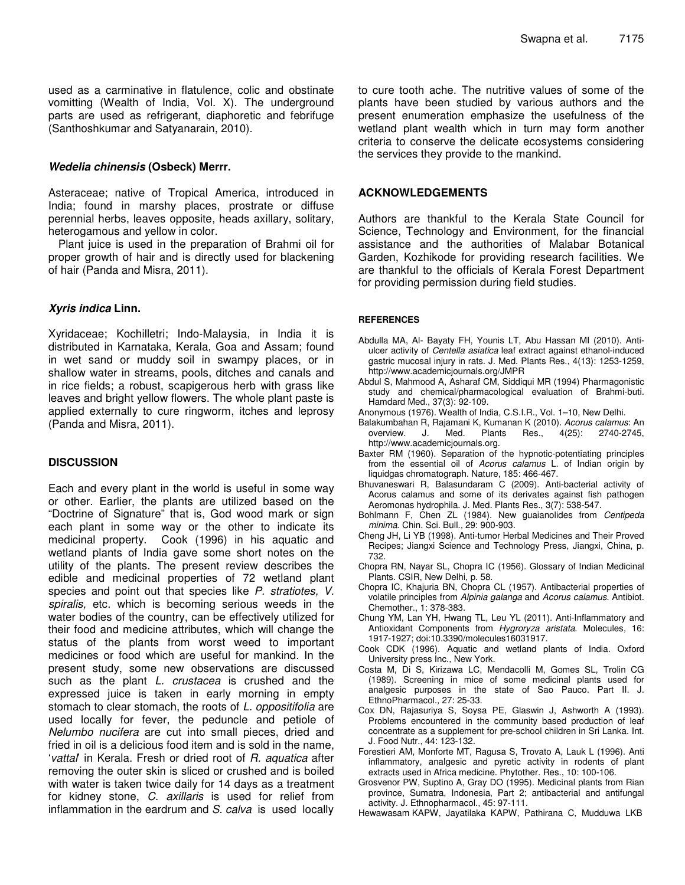used as a carminative in flatulence, colic and obstinate vomitting (Wealth of India, Vol. X). The underground parts are used as refrigerant, diaphoretic and febrifuge (Santhoshkumar and Satyanarain, 2010).

### *Wedelia chinensis* (Osbeck) Merrr.

Asteraceae; native of Tropical America, introduced in India; found in marshy places, prostrate or diffuse perennial herbs, leaves opposite, heads axillary, solitary, heterogamous and yellow in color.

Plant juice is used in the preparation of Brahmi oil for proper growth of hair and is directly used for blackening of hair (Panda and Misra, 2011).

### *Xyris indica* Linn.

Xyridaceae; Kochilletri; Indo-Malaysia, in India it is distributed in Karnataka, Kerala, Goa and Assam; found in wet sand or muddy soil in swampy places, or in shallow water in streams, pools, ditches and canals and in rice fields; a robust, scapigerous herb with grass like leaves and bright yellow flowers. The whole plant paste is applied externally to cure ringworm, itches and leprosy (Panda and Misra, 2011).

## DISCUSSION

Each and every plant in the world is useful in some way or other. Earlier, the plants are utilized based on the "Doctrine of Signature" that is, God wood mark or sign each plant in some way or the other to indicate its medicinal property. Cook (1996) in his aquatic and wetland plants of India gave some short notes on the utility of the plants. The present review describes the edible and medicinal properties of 72 wetland plant species and point out that species like *P. stratiotes, V. spiralis,* etc. which is becoming serious weeds in the water bodies of the country, can be effectively utilized for their food and medicine attributes, which will change the status of the plants from worst weed to important medicines or food which are useful for mankind. In the present study, some new observations are discussed such as the plant *L. crustacea* is crushed and the expressed juice is taken in early morning in empty stomach to clear stomach, the roots of *L. oppositifolia* are used locally for fever, the peduncle and petiole of *Nelumbo nucifera* are cut into small pieces, dried and fried in oil is a delicious food item and is sold in the name, '*vattal*' in Kerala. Fresh or dried root of *R. aquatica* after removing the outer skin is sliced or crushed and is boiled with water is taken twice daily for 14 days as a treatment for kidney stone, *C. axillaris* is used for relief from inflammation in the eardrum and *S. calva* is used locally to cure tooth ache. The nutritive values of some of the plants have been studied by various authors and the present enumeration emphasize the usefulness of the wetland plant wealth which in turn may form another criteria to conserve the delicate ecosystems considering the services they provide to the mankind.

## ACKNOWLEDGEMENTS

Authors are thankful to the Kerala State Council for Science, Technology and Environment, for the financial assistance and the authorities of Malabar Botanical Garden, Kozhikode for providing research facilities. We are thankful to the officials of Kerala Forest Department for providing permission during field studies.

## REFERENCES

Abdulla MA, Al- Bayaty FH, Younis LT, Abu Hassan MI (2010). Anti-ulcer activity of *Centella asiatica* leaf extract against ethanol-induced gastric mucosal injury in rats. J. Med. Plants Res., 4(13): 1253-1259, http://www.academicjournals.org/JMPR

Abdul S, Mahmood A, Asharaf CM, Siddiqui MR (1994) Pharmagonistic study and chemical/pharmacological evaluation of Brahmi-buti. Hamdard Med., 37(3): 92-109.

Anonymous (1976). Wealth of India, C.S.I.R., Vol. 1–10, New Delhi.

Balakumbahan R, Rajamani K, Kumanan K (2010). *Acorus calamus*: An overview. J. Med. Plants Res., 4(25): 2740-2745, http://www.academicjournals.org.

Baxter RM (1960). Separation of the hypnotic-potentiating principles from the essential oil of *Acorus calamus* L. of Indian origin by liquidgas chromatograph. Nature, 185: 466-467.

Bhuvaneswari R, Balasundaram C (2009). Anti-bacterial activity of Acorus calamus and some of its derivates against fish pathogen Aeromonas hydrophila. J. Med. Plants Res., 3(7): 538-547.

Bohlmann F, Chen ZL (1984). New guaianolides from *Centipeda minima*. Chin. Sci. Bull., 29: 900-903.

Cheng JH, Li YB (1998). Anti-tumor Herbal Medicines and Their Proved Recipes; Jiangxi Science and Technology Press, Jiangxi, China, p. 732.

Chopra RN, Nayar SL, Chopra IC (1956). Glossary of Indian Medicinal Plants. CSIR, New Delhi, p. 58.

Chopra IC, Khajuria BN, Chopra CL (1957). Antibacterial properties of volatile principles from *Alpinia galanga* and *Acorus calamus*. Antibiot. Chemother., 1: 378-383.

Chung YM, Lan YH, Hwang TL, Leu YL (2011). Anti-Inflammatory and Antioxidant Components from *Hygroryza aristata*. Molecules, 16: 1917-1927; doi:10.3390/molecules16031917.

Cook CDK (1996). Aquatic and wetland plants of India. Oxford University press Inc., New York.

Costa M, Di S, Kirizawa LC, Mendacolli M, Gomes SL, Trolin CG (1989). Screening in mice of some medicinal plants used for analgesic purposes in the state of Sao Pauco. Part II. J. EthnoPharmacol., 27: 25-33.

Cox DN, Rajasuriya S, Soysa PE, Glaswin J, Ashworth A (1993). Problems encountered in the community based production of leaf concentrate as a supplement for pre-school children in Sri Lanka. Int. J. Food Nutr., 44: 123-132.

Forestieri AM, Monforte MT, Ragusa S, Trovato A, Lauk L (1996). Anti inflammatory, analgesic and pyretic activity in rodents of plant extracts used in Africa medicine. Phytother. Res., 10: 100-106.

Grosvenor PW, Suptino A, Gray DO (1995). Medicinal plants from Rian province, Sumatra, Indonesia, Part 2; antibacterial and antifungal activity. J. Ethnopharmacol., 45: 97-111.

Hewawasam KAPW, Jayatilaka KAPW, Pathirana C, Mudduwa LKB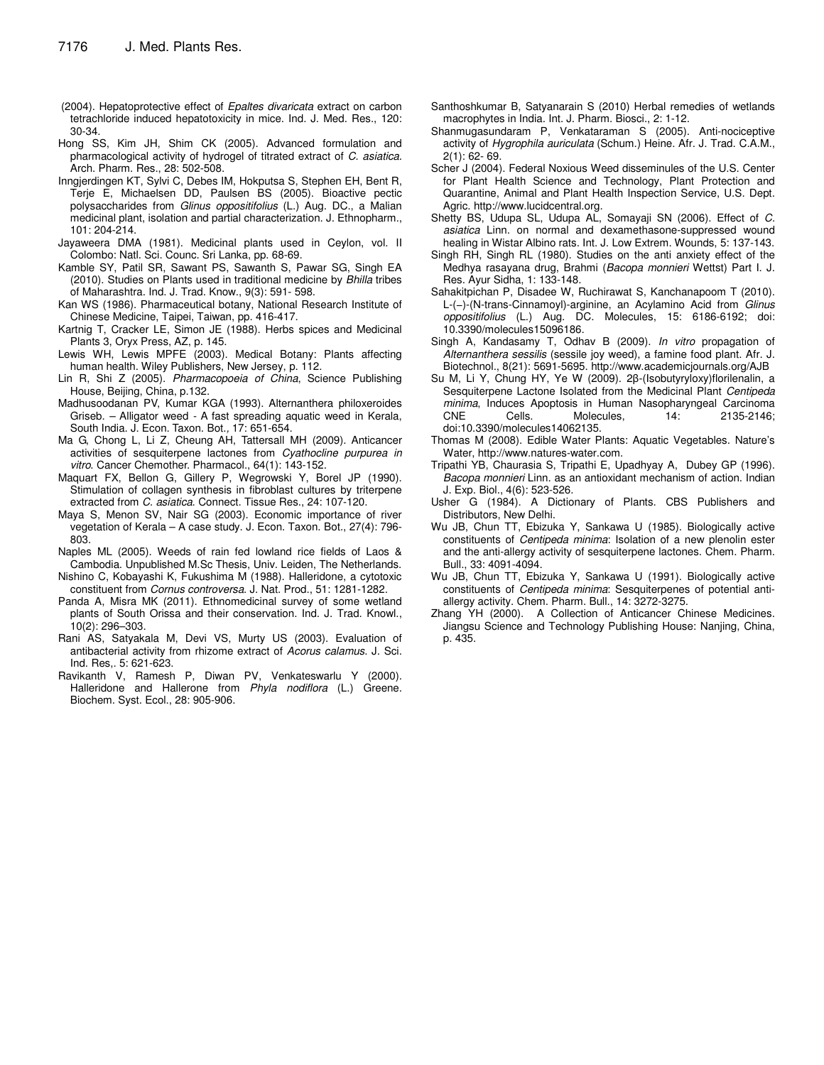(2004). Hepatoprotective effect of *Epaltes divaricata* extract on carbon tetrachloride induced hepatotoxicity in mice. Ind. J. Med. Res., 120: 30-34.

Hong SS, Kim JH, Shim CK (2005). Advanced formulation and pharmacological activity of hydrogel of titrated extract of *C. asiatica*. Arch. Pharm. Res., 28: 502-508.

Inngjerdingen KT, Sylvi C, Debes IM, Hokputsa S, Stephen EH, Bent R, Terje E, Michaelsen DD, Paulsen BS (2005). Bioactive pectic polysaccharides from *Glinus oppositifolius* (L.) Aug. DC., a Malian medicinal plant, isolation and partial characterization. J. Ethnopharm., 101: 204-214.

Jayaweera DMA (1981). Medicinal plants used in Ceylon, vol. II Colombo: Natl. Sci. Counc. Sri Lanka, pp. 68-69.

Kamble SY, Patil SR, Sawant PS, Sawanth S, Pawar SG, Singh EA (2010). Studies on Plants used in traditional medicine by *Bhilla* tribes of Maharashtra. Ind. J. Trad. Know., 9(3): 591- 598.

Kan WS (1986). Pharmaceutical botany, National Research Institute of Chinese Medicine, Taipei, Taiwan, pp. 416-417.

Kartnig T, Cracker LE, Simon JE (1988). Herbs spices and Medicinal Plants 3, Oryx Press, AZ, p. 145.

Lewis WH, Lewis MPFE (2003). Medical Botany: Plants affecting human health. Wiley Publishers, New Jersey, p. 112.

Lin R, Shi Z (2005). *Pharmacopoeia of China*, Science Publishing House, Beijing, China, p.132.

Madhusoodanan PV, Kumar KGA (1993). Alternanthera philoxeroides Griseb. – Alligator weed - A fast spreading aquatic weed in Kerala, South India. J. Econ. Taxon. Bot., 17: 651-654.

Ma G, Chong L, Li Z, Cheung AH, Tattersall MH (2009). Anticancer activities of sesquiterpene lactones from *Cyathocline purpurea in vitro*. Cancer Chemother. Pharmacol., 64(1): 143-152.

Maquart FX, Bellon G, Gillery P, Wegrowski Y, Borel JP (1990). Stimulation of collagen synthesis in fibroblast cultures by triterpene extracted from *C. asiatica*. Connect. Tissue Res., 24: 107-120.

Maya S, Menon SV, Nair SG (2003). Economic importance of river vegetation of Kerala – A case study. J. Econ. Taxon. Bot., 27(4): 796-803.

Naples ML (2005). Weeds of rain fed lowland rice fields of Laos & Cambodia. Unpublished M.Sc Thesis, Univ. Leiden, The Netherlands.

Nishino C, Kobayashi K, Fukushima M (1988). Halleridone, a cytotoxic constituent from *Cornus controversa*. J. Nat. Prod., 51: 1281-1282.

Panda A, Misra MK (2011). Ethnomedicinal survey of some wetland plants of South Orissa and their conservation. Ind. J. Trad. Knowl., 10(2): 296–303.

Rani AS, Satyakala M, Devi VS, Murty US (2003). Evaluation of antibacterial activity from rhizome extract of *Acorus calamus*. J. Sci. Ind. Res,. 5: 621-623.

Ravikanth V, Ramesh P, Diwan PV, Venkateswarlu Y (2000). Halleridone and Hallerone from *Phyla nodiflora* (L.) Greene. Biochem. Syst. Ecol., 28: 905-906.

Santhoshkumar B, Satyanarain S (2010) Herbal remedies of wetlands macrophytes in India. Int. J. Pharm. Biosci., 2: 1-12.

Shanmugasundaram P, Venkataraman S (2005). Anti-nociceptive activity of *Hygrophila auriculata* (Schum.) Heine. Afr. J. Trad. C.A.M., 2(1): 62- 69.

Scher J (2004). Federal Noxious Weed disseminules of the U.S. Center for Plant Health Science and Technology, Plant Protection and Quarantine, Animal and Plant Health Inspection Service, U.S. Dept. Agric. http://www.lucidcentral.org.

Shetty BS, Udupa SL, Udupa AL, Somayaji SN (2006). Effect of *C. asiatica* Linn. on normal and dexamethasone-suppressed wound healing in Wistar Albino rats. Int. J. Low Extrem. Wounds, 5: 137-143.

Singh RH, Singh RL (1980). Studies on the anti anxiety effect of the Medhya rasayana drug, Brahmi (*Bacopa monnieri* Wettst) Part I. J. Res. Ayur Sidha, 1: 133-148.

Sahakitpichan P, Disadee W, Ruchirawat S, Kanchanapoom T (2010). L-(–)-(N-trans-Cinnamoyl)-arginine, an Acylamino Acid from *Glinus oppositifolius* (L.) Aug. DC. Molecules, 15: 6186-6192; doi: 10.3390/molecules15096186.

Singh A, Kandasamy T, Odhav B (2009). *In vitro* propagation of *Alternanthera sessilis* (sessile joy weed), a famine food plant. Afr. J. Biotechnol., 8(21): 5691-5695. http://www.academicjournals.org/AJB

Su M, Li Y, Chung HY, Ye W (2009). 2β-(Isobutyryloxy)florilenalin, a Sesquiterpene Lactone Isolated from the Medicinal Plant *Centipeda minima*, Induces Apoptosis in Human Nasopharyngeal Carcinoma CNE Cells. Molecules, 14: 2135-2146; doi:10.3390/molecules14062135.

Thomas M (2008). Edible Water Plants: Aquatic Vegetables. Nature's Water, http://www.natures-water.com.

Tripathi YB, Chaurasia S, Tripathi E, Upadhyay A, Dubey GP (1996). *Bacopa monnieri* Linn. as an antioxidant mechanism of action. Indian J. Exp. Biol., 4(6): 523-526.

Usher G (1984). A Dictionary of Plants. CBS Publishers and Distributors, New Delhi.

Wu JB, Chun TT, Ebizuka Y, Sankawa U (1985). Biologically active constituents of *Centipeda minima*: Isolation of a new plenolin ester and the anti-allergy activity of sesquiterpene lactones. Chem. Pharm. Bull., 33: 4091-4094.

Wu JB, Chun TT, Ebizuka Y, Sankawa U (1991). Biologically active constituents of *Centipeda minima*: Sesquiterpenes of potential anti-allergy activity. Chem. Pharm. Bull., 14: 3272-3275.

Zhang YH (2000). A Collection of Anticancer Chinese Medicines. Jiangsu Science and Technology Publishing House: Nanjing, China, p. 435.